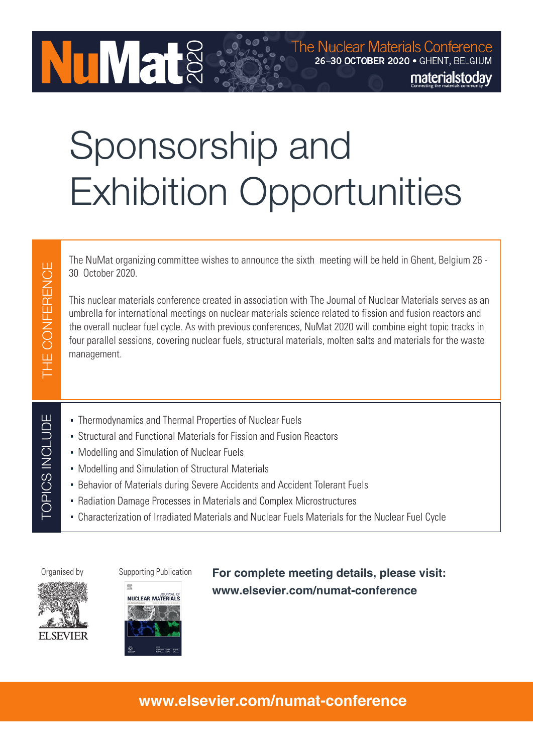NuMat 2020

The Nuclear Materials Conference
26–30 OCTOBER 2020 • GHENT, BELGIUM

materialstoday

# Sponsorship and Exhibition Opportunities

## THE CONFERENCE

The NuMat organizing committee wishes to announce the sixth meeting will be held in Ghent, Belgium 26 - 30 October 2020.

This nuclear materials conference created in association with The Journal of Nuclear Materials serves as an umbrella for international meetings on nuclear materials science related to fission and fusion reactors and the overall nuclear fuel cycle. As with previous conferences, NuMat 2020 will combine eight topic tracks in four parallel sessions, covering nuclear fuels, structural materials, molten salts and materials for the waste management.

## TOPICS INCLUDE

- Thermodynamics and Thermal Properties of Nuclear Fuels
- Structural and Functional Materials for Fission and Fusion Reactors
- Modelling and Simulation of Nuclear Fuels
- Modelling and Simulation of Structural Materials
- Behavior of Materials during Severe Accidents and Accident Tolerant Fuels
- Radiation Damage Processes in Materials and Complex Microstructures
- Characterization of Irradiated Materials and Nuclear Fuels Materials for the Nuclear Fuel Cycle

Organised by

ELSEVIER

Supporting Publication

Journal of Nuclear Materials

**For complete meeting details, please visit: www.elsevier.com/numat-conference**

**www.elsevier.com/numat-conference**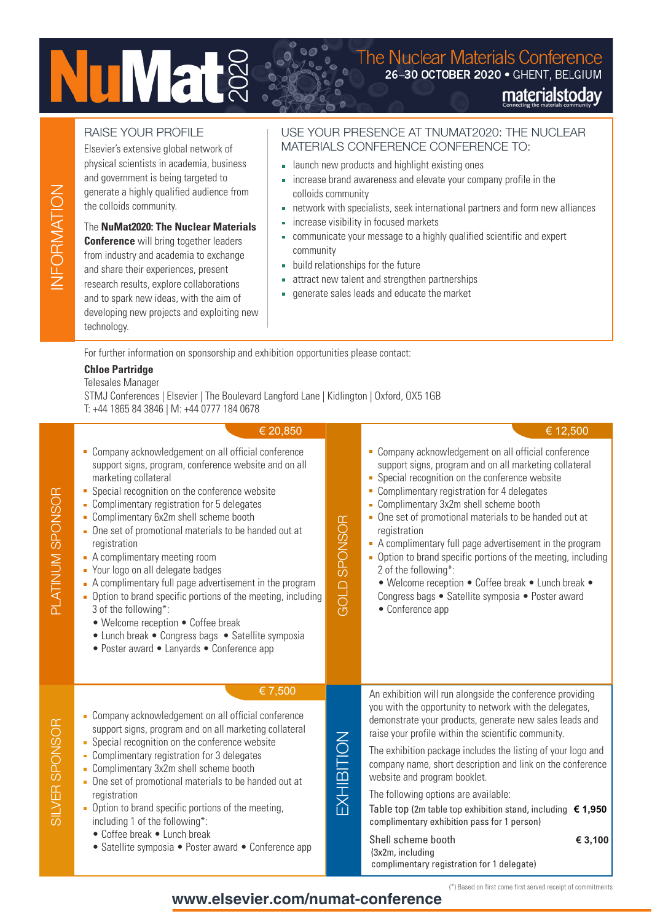# NuMat 2020

## The Nuclear Materials Conference

**26–30 OCTOBER 2020 • GHENT, BELGIUM**

materialstoday

# INFORMATION

## RAISE YOUR PROFILE

Elsevier's extensive global network of physical scientists in academia, business and government is being targeted to generate a highly qualified audience from the colloids community.

The **NuMat2020: The Nuclear Materials Conference** will bring together leaders from industry and academia to exchange and share their experiences, present research results, explore collaborations and to spark new ideas, with the aim of developing new projects and exploiting new technology.

## USE YOUR PRESENCE AT TNUMAT2020: THE NUCLEAR MATERIALS CONFERENCE CONFERENCE TO:

- launch new products and highlight existing ones
- increase brand awareness and elevate your company profile in the colloids community
- network with specialists, seek international partners and form new alliances
- increase visibility in focused markets
- communicate your message to a highly qualified scientific and expert community
- build relationships for the future
- attract new talent and strengthen partnerships
- generate sales leads and educate the market

For further information on sponsorship and exhibition opportunities please contact:

**Chloe Partridge**
Telesales Manager
STMJ Conferences | Elsevier | The Boulevard Langford Lane | Kidlington | Oxford, OX5 1GB
T: +44 1865 84 3846 | M: +44 0777 184 0678

## PLATINUM SPONSOR — € 20,850

- Company acknowledgement on all official conference support signs, program, conference website and on all marketing collateral
- Special recognition on the conference website
- Complimentary registration for 5 delegates
- Complimentary 6x2m shell scheme booth
- One set of promotional materials to be handed out at registration
- A complimentary meeting room
- Your logo on all delegate badges
- A complimentary full page advertisement in the program
- Option to brand specific portions of the meeting, including 3 of the following*:
  - Welcome reception • Coffee break
  - Lunch break • Congress bags • Satellite symposia
  - Poster award • Lanyards • Conference app

## GOLD SPONSOR — € 12,500

- Company acknowledgement on all official conference support signs, program and on all marketing collateral
- Special recognition on the conference website
- Complimentary registration for 4 delegates
- Complimentary 3x2m shell scheme booth
- One set of promotional materials to be handed out at registration
- A complimentary full page advertisement in the program
- Option to brand specific portions of the meeting, including 2 of the following*:
  - Welcome reception • Coffee break • Lunch break • Congress bags • Satellite symposia • Poster award
  - Conference app

## SILVER SPONSOR — € 7,500

- Company acknowledgement on all official conference support signs, program and on all marketing collateral
- Special recognition on the conference website
- Complimentary registration for 3 delegates
- Complimentary 3x2m shell scheme booth
- One set of promotional materials to be handed out at registration
- Option to brand specific portions of the meeting, including 1 of the following*:
  - Coffee break • Lunch break
  - Satellite symposia • Poster award • Conference app

## EXHIBITION

An exhibition will run alongside the conference providing you with the opportunity to network with the delegates, demonstrate your products, generate new sales leads and raise your profile within the scientific community.

The exhibition package includes the listing of your logo and company name, short description and link on the conference website and program booklet.

The following options are available:

| Option | Price |
|---|---|
| Table top (2m table top exhibition stand, including complimentary exhibition pass for 1 person) | **€ 1,950** |
| Shell scheme booth (3x2m, including complimentary registration for 1 delegate) | **€ 3,100** |

(*) Based on first come first served receipt of commitments

**www.elsevier.com/numat-conference**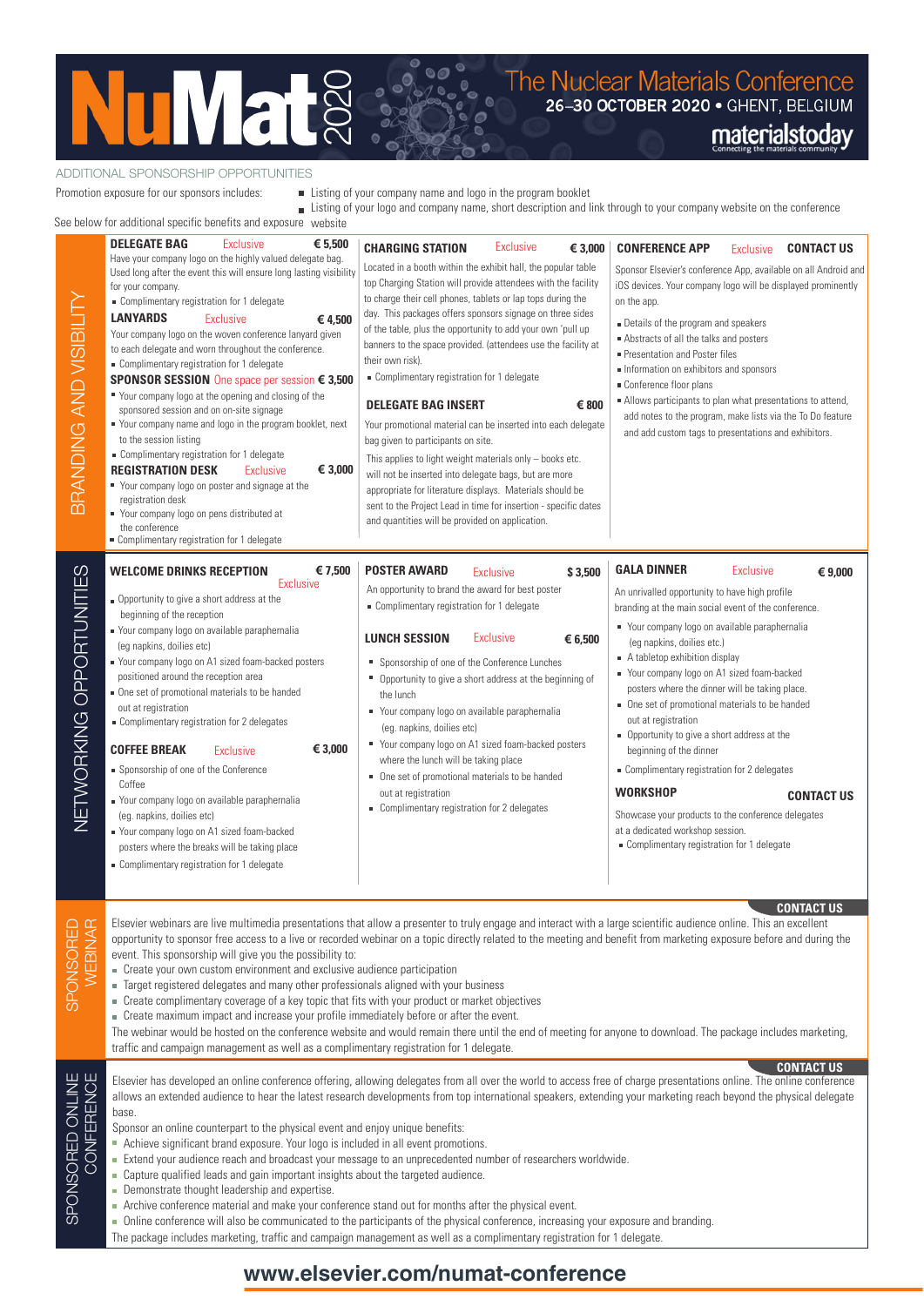# NuMat 2020

## The Nuclear Materials Conference

**26–30 OCTOBER 2020 • GHENT, BELGIUM**

materialstoday

ADDITIONAL SPONSORSHIP OPPORTUNITIES

Promotion exposure for our sponsors includes:

- Listing of your company name and logo in the program booklet
- Listing of your logo and company name, short description and link through to your company website on the conference website

See below for additional specific benefits and exposure

## BRANDING AND VISIBILITY

### DELEGATE BAG — Exclusive — € 5,500

Have your company logo on the highly valued delegate bag. Used long after the event this will ensure long lasting visibility for your company.

- Complimentary registration for 1 delegate

### LANYARDS — Exclusive — € 4,500

Your company logo on the woven conference lanyard given to each delegate and worn throughout the conference.

- Complimentary registration for 1 delegate

### SPONSOR SESSION — One space per session — € 3,500

- Your company logo at the opening and closing of the sponsored session and on on-site signage
- Your company name and logo in the program booklet, next to the session listing
- Complimentary registration for 1 delegate

### REGISTRATION DESK — Exclusive — € 3,000

- Your company logo on poster and signage at the registration desk
- Your company logo on pens distributed at the conference
- Complimentary registration for 1 delegate

### CHARGING STATION — Exclusive — € 3,000

Located in a booth within the exhibit hall, the popular table top Charging Station will provide attendees with the facility to charge their cell phones, tablets or lap tops during the day. This packages offers sponsors signage on three sides of the table, plus the opportunity to add your own 'pull up banners to the space provided. (attendees use the facility at their own risk).

- Complimentary registration for 1 delegate

### DELEGATE BAG INSERT — € 800

Your promotional material can be inserted into each delegate bag given to participants on site.

This applies to light weight materials only – books etc. will not be inserted into delegate bags, but are more appropriate for literature displays. Materials should be sent to the Project Lead in time for insertion - specific dates and quantities will be provided on application.

### CONFERENCE APP — Exclusive — CONTACT US

Sponsor Elsevier's conference App, available on all Android and iOS devices. Your company logo will be displayed prominently on the app.

- Details of the program and speakers
- Abstracts of all the talks and posters
- Presentation and Poster files
- Information on exhibitors and sponsors
- Conference floor plans
- Allows participants to plan what presentations to attend, add notes to the program, make lists via the To Do feature and add custom tags to presentations and exhibitors.

## NETWORKING OPPORTUNITIES

### WELCOME DRINKS RECEPTION — Exclusive — € 7,500

- Opportunity to give a short address at the beginning of the reception
- Your company logo on available paraphernalia (eg napkins, doilies etc)
- Your company logo on A1 sized foam-backed posters positioned around the reception area
- One set of promotional materials to be handed out at registration
- Complimentary registration for 2 delegates

### COFFEE BREAK — Exclusive — € 3,000

- Sponsorship of one of the Conference Coffee
- Your company logo on available paraphernalia (eg. napkins, doilies etc)
- Your company logo on A1 sized foam-backed posters where the breaks will be taking place
- Complimentary registration for 1 delegate

### POSTER AWARD — Exclusive — $ 3,500

An opportunity to brand the award for best poster

- Complimentary registration for 1 delegate

### LUNCH SESSION — Exclusive — € 6,500

- Sponsorship of one of the Conference Lunches
- Opportunity to give a short address at the beginning of the lunch
- Your company logo on available paraphernalia (eg. napkins, doilies etc)
- Your company logo on A1 sized foam-backed posters where the lunch will be taking place
- One set of promotional materials to be handed out at registration
- Complimentary registration for 2 delegates

### GALA DINNER — Exclusive — € 9,000

An unrivalled opportunity to have high profile branding at the main social event of the conference.

- Your company logo on available paraphernalia (eg napkins, doilies etc.)
- A tabletop exhibition display
- Your company logo on A1 sized foam-backed posters where the dinner will be taking place.
- One set of promotional materials to be handed out at registration
- Opportunity to give a short address at the beginning of the dinner
- Complimentary registration for 2 delegates

### WORKSHOP — CONTACT US

Showcase your products to the conference delegates at a dedicated workshop session.

- Complimentary registration for 1 delegate

## SPONSORED WEBINAR

**CONTACT US**

Elsevier webinars are live multimedia presentations that allow a presenter to truly engage and interact with a large scientific audience online. This an excellent opportunity to sponsor free access to a live or recorded webinar on a topic directly related to the meeting and benefit from marketing exposure before and during the event. This sponsorship will give you the possibility to:

- Create your own custom environment and exclusive audience participation
- Target registered delegates and many other professionals aligned with your business
- Create complimentary coverage of a key topic that fits with your product or market objectives
- Create maximum impact and increase your profile immediately before or after the event.

The webinar would be hosted on the conference website and would remain there until the end of meeting for anyone to download. The package includes marketing, traffic and campaign management as well as a complimentary registration for 1 delegate.

## SPONSORED ONLINE CONFERENCE

**CONTACT US**

Elsevier has developed an online conference offering, allowing delegates from all over the world to access free of charge presentations online. The online conference allows an extended audience to hear the latest research developments from top international speakers, extending your marketing reach beyond the physical delegate base.

Sponsor an online counterpart to the physical event and enjoy unique benefits:

- Achieve significant brand exposure. Your logo is included in all event promotions.
- Extend your audience reach and broadcast your message to an unprecedented number of researchers worldwide.
- Capture qualified leads and gain important insights about the targeted audience.
- Demonstrate thought leadership and expertise.
- Archive conference material and make your conference stand out for months after the physical event.
- Online conference will also be communicated to the participants of the physical conference, increasing your exposure and branding.

The package includes marketing, traffic and campaign management as well as a complimentary registration for 1 delegate.

**www.elsevier.com/numat-conference**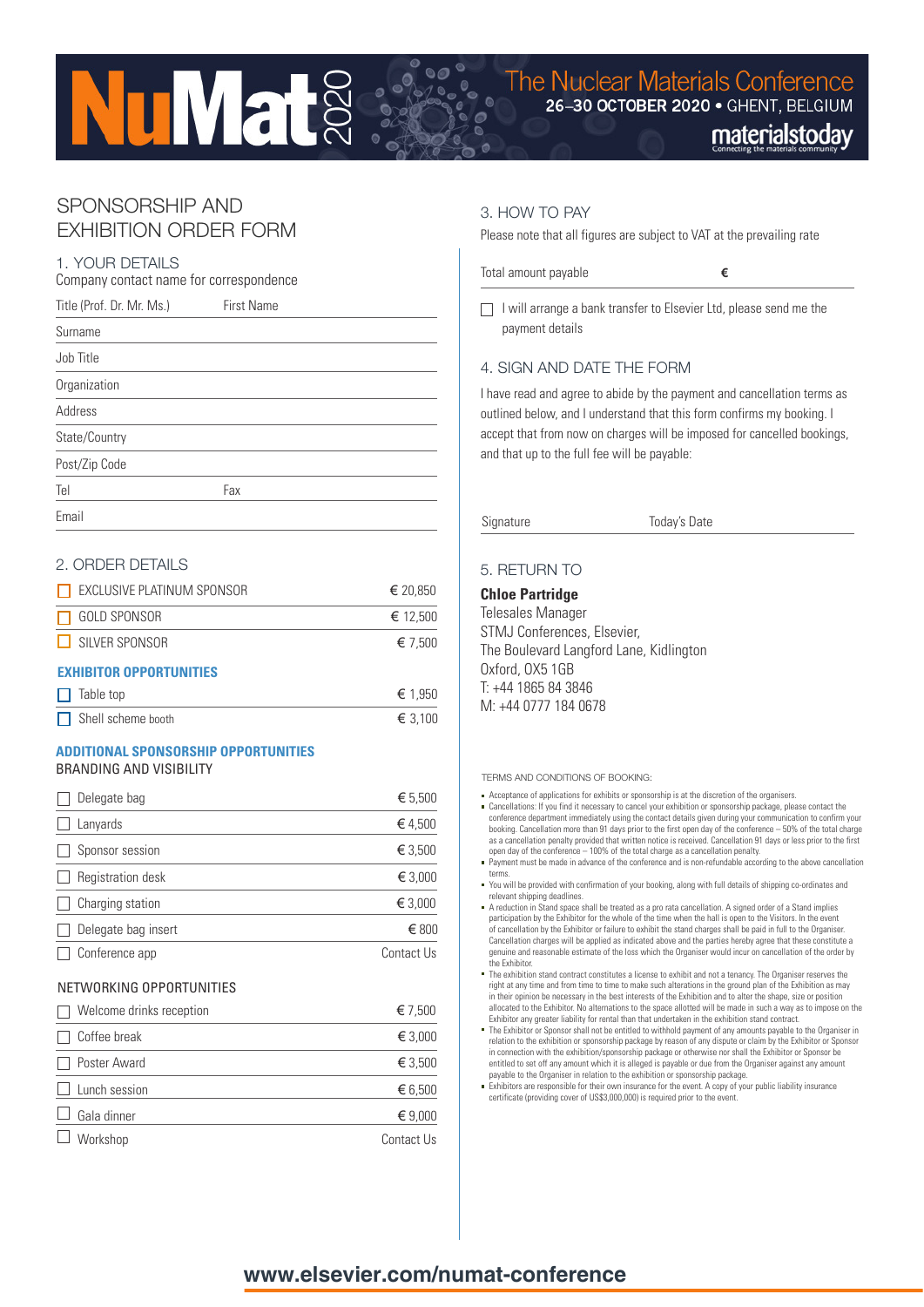# NuMat 2020

The Nuclear Materials Conference
26–30 OCTOBER 2020 • GHENT, BELGIUM

materialstoday
Connecting the materials community

## SPONSORSHIP AND EXHIBITION ORDER FORM

### 1. YOUR DETAILS

Company contact name for correspondence

Title (Prof. Dr. Mr. Ms.) First Name

Surname

Job Title

Organization

Address

State/Country

Post/Zip Code

Tel Fax

Email

### 2. ORDER DETAILS

| | |
|---|---|
| ☐ EXCLUSIVE PLATINUM SPONSOR | € 20,850 |
| ☐ GOLD SPONSOR | € 12,500 |
| ☐ SILVER SPONSOR | € 7,500 |

**EXHIBITOR OPPORTUNITIES**

| | |
|---|---|
| ☐ Table top | € 1,950 |
| ☐ Shell scheme booth | € 3,100 |

**ADDITIONAL SPONSORSHIP OPPORTUNITIES**

BRANDING AND VISIBILITY

| | |
|---|---|
| ☐ Delegate bag | € 5,500 |
| ☐ Lanyards | € 4,500 |
| ☐ Sponsor session | € 3,500 |
| ☐ Registration desk | € 3,000 |
| ☐ Charging station | € 3,000 |
| ☐ Delegate bag insert | € 800 |
| ☐ Conference app | Contact Us |

NETWORKING OPPORTUNITIES

| | |
|---|---|
| ☐ Welcome drinks reception | € 7,500 |
| ☐ Coffee break | € 3,000 |
| ☐ Poster Award | € 3,500 |
| ☐ Lunch session | € 6,500 |
| ☐ Gala dinner | € 9,000 |
| ☐ Workshop | Contact Us |

### 3. HOW TO PAY

Please note that all figures are subject to VAT at the prevailing rate

Total amount payable €

☐ I will arrange a bank transfer to Elsevier Ltd, please send me the payment details

### 4. SIGN AND DATE THE FORM

I have read and agree to abide by the payment and cancellation terms as outlined below, and I understand that this form confirms my booking. I accept that from now on charges will be imposed for cancelled bookings, and that up to the full fee will be payable:

Signature Today's Date

### 5. RETURN TO

**Chloe Partridge**
Telesales Manager
STMJ Conferences, Elsevier,
The Boulevard Langford Lane, Kidlington
Oxford, OX5 1GB
T: +44 1865 84 3846
M: +44 0777 184 0678

TERMS AND CONDITIONS OF BOOKING:

- Acceptance of applications for exhibits or sponsorship is at the discretion of the organisers.
- Cancellations: If you find it necessary to cancel your exhibition or sponsorship package, please contact the conference department immediately using the contact details given during your communication to confirm your booking. Cancellation more than 91 days prior to the first open day of the conference – 50% of the total charge as a cancellation penalty provided that written notice is received. Cancellation 91 days or less prior to the first open day of the conference – 100% of the total charge as a cancellation penalty.
- Payment must be made in advance of the conference and is non-refundable according to the above cancellation terms.
- You will be provided with confirmation of your booking, along with full details of shipping co-ordinates and relevant shipping deadlines.
- A reduction in Stand space shall be treated as a pro rata cancellation. A signed order of a Stand implies participation by the Exhibitor for the whole of the time when the hall is open to the Visitors. In the event of cancellation by the Exhibitor or failure to exhibit the stand charges shall be paid in full to the Organiser. Cancellation charges will be applied as indicated above and the parties hereby agree that these constitute a genuine and reasonable estimate of the loss which the Organiser would incur on cancellation of the order by the Exhibitor.
- The exhibition stand contract constitutes a license to exhibit and not a tenancy. The Organiser reserves the right at any time and from time to time to make such alterations in the ground plan of the Exhibition as may in their opinion be necessary in the best interests of the Exhibition and to alter the shape, size or position allocated to the Exhibitor. No alternations to the space allotted will be made in such a way as to impose on the Exhibitor any greater liability for rental than that undertaken in the exhibition stand contract.
- The Exhibitor or Sponsor shall not be entitled to withhold payment of any amounts payable to the Organiser in relation to the exhibition or sponsorship package by reason of any dispute or claim by the Exhibitor or Sponsor in connection with the exhibition/sponsorship package or otherwise nor shall the Exhibitor or Sponsor be entitled to set off any amount which it is alleged is payable or due from the Organiser against any amount payable to the Organiser in relation to the exhibition or sponsorship package.
- Exhibitors are responsible for their own insurance for the event. A copy of your public liability insurance certificate (providing cover of US$3,000,000) is required prior to the event.

**www.elsevier.com/numat-conference**